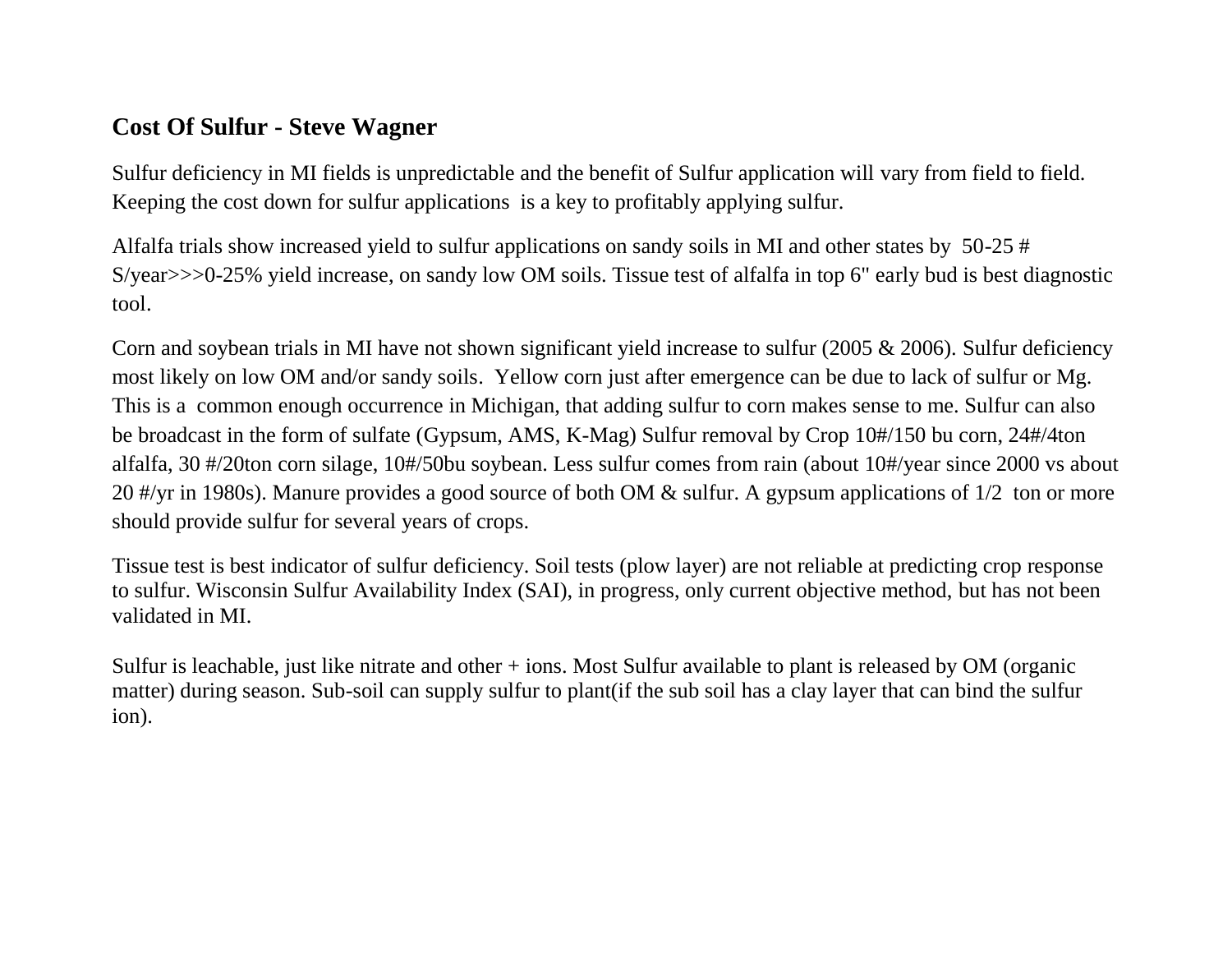**Cost Of Sulfur - Steve Wagner**

Sulfur deficiency in MI fields is unpredictable and the benefit of Sulfur application will vary from field to field. Keeping the cost down for sulfur applications is a key to profitably applying sulfur.

Alfalfa trials show increased yield to sulfur applications on sandy soils in MI and other states by 50-25 # S/year>>>0-25% yield increase, on sandy low OM soils. Tissue test of alfalfa in top 6" early bud is best diagnostic tool.

Corn and soybean trials in MI have not shown significant yield increase to sulfur (2005 & 2006). Sulfur deficiency most likely on low OM and/or sandy soils. Yellow corn just after emergence can be due to lack of sulfur or Mg. This is a common enough occurrence in Michigan, that adding sulfur to corn makes sense to me. Sulfur can also be broadcast in the form of sulfate (Gypsum, AMS, K-Mag) Sulfur removal by Crop 10#/150 bu corn, 24#/4ton alfalfa, 30 #/20ton corn silage, 10#/50bu soybean. Less sulfur comes from rain (about 10#/year since 2000 vs about 20 #/yr in 1980s). Manure provides a good source of both OM & sulfur. A gypsum applications of 1/2 ton or more should provide sulfur for several years of crops.

Tissue test is best indicator of sulfur deficiency. Soil tests (plow layer) are not reliable at predicting crop response to sulfur. Wisconsin Sulfur Availability Index (SAI), in progress, only current objective method, but has not been validated in MI.

Sulfur is leachable, just like nitrate and other + ions. Most Sulfur available to plant is released by OM (organic matter) during season. Sub-soil can supply sulfur to plant(if the sub soil has a clay layer that can bind the sulfur ion).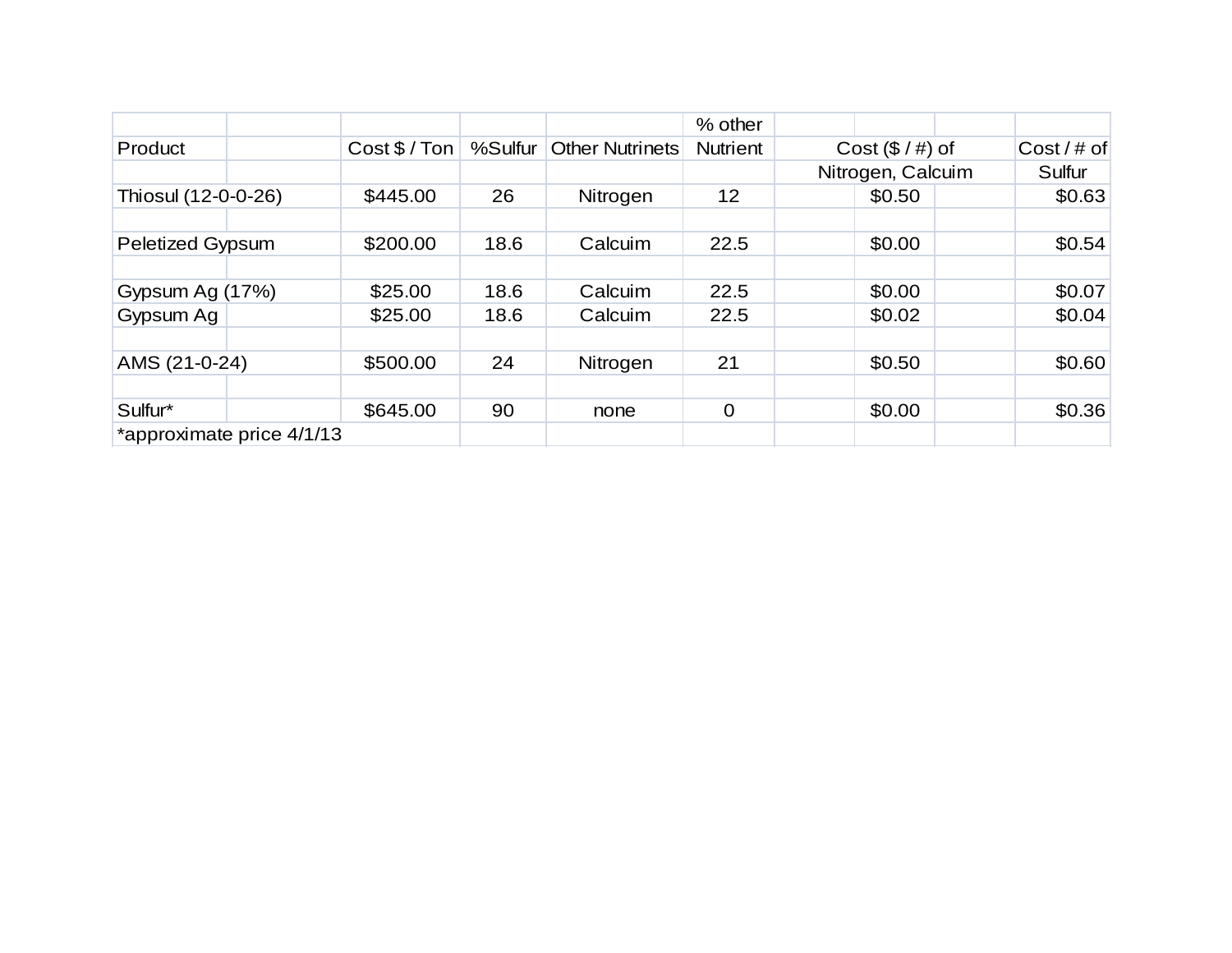| Product | Cost $ / Ton | %Sulfur | Other Nutrinets | % other Nutrient | Cost ($ / #) of Nitrogen, Calcuim | Cost / # of Sulfur |
|---|---|---|---|---|---|---|
| Thiosul (12-0-0-26) | $445.00 | 26 | Nitrogen | 12 | $0.50 | $0.63 |
| | | | | | | |
| Peletized Gypsum | $200.00 | 18.6 | Calcuim | 22.5 | $0.00 | $0.54 |
| | | | | | | |
| Gypsum Ag (17%) | $25.00 | 18.6 | Calcuim | 22.5 | $0.00 | $0.07 |
| Gypsum Ag | $25.00 | 18.6 | Calcuim | 22.5 | $0.02 | $0.04 |
| | | | | | | |
| AMS (21-0-24) | $500.00 | 24 | Nitrogen | 21 | $0.50 | $0.60 |
| | | | | | | |
| Sulfur* | $645.00 | 90 | none | 0 | $0.00 | $0.36 |
| *approximate price 4/1/13 | | | | | | |